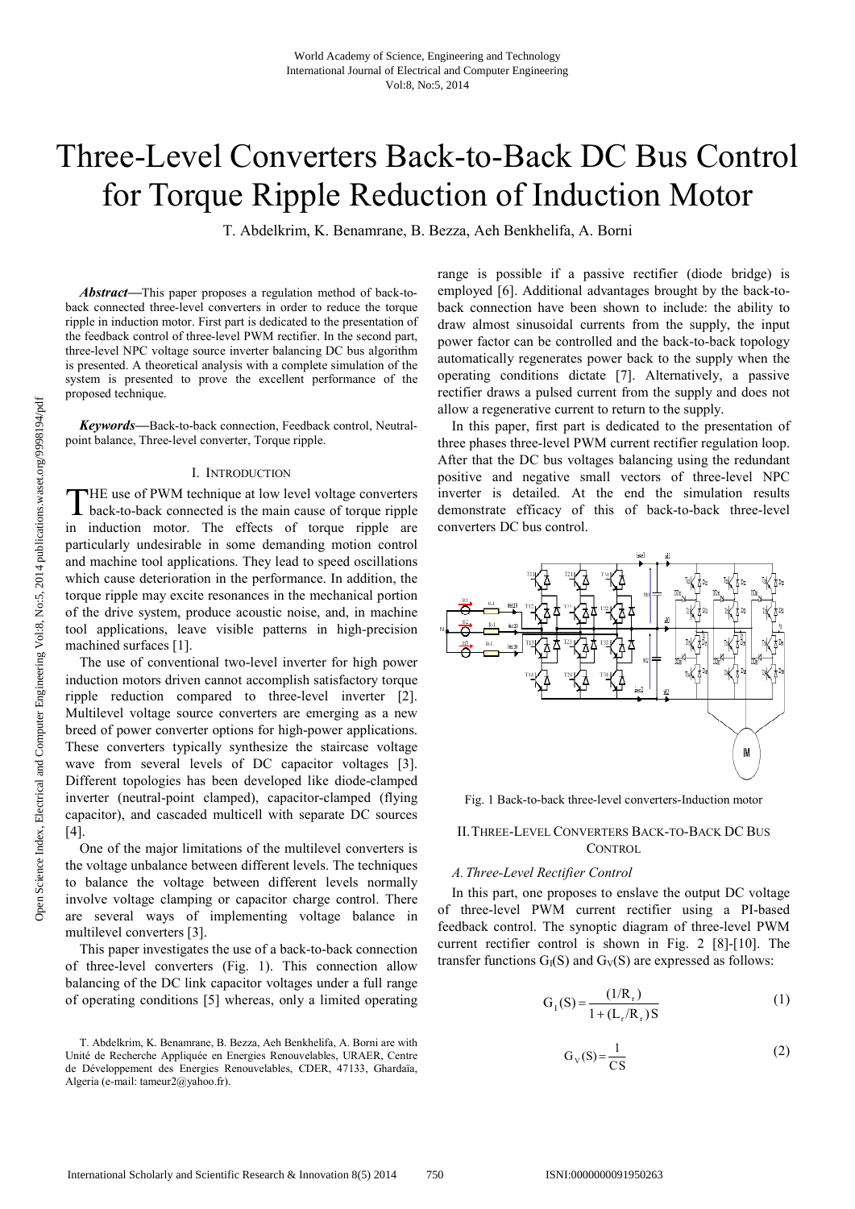# Three-Level Converters Back-to-Back DC Bus Control for Torque Ripple Reduction of Induction Motor

T. Abdelkrim, K. Benamrane, B. Bezza, Aeh Benkhelifa, A. Borni

***Abstract*****—**This paper proposes a regulation method of back-to-back connected three-level converters in order to reduce the torque ripple in induction motor. First part is dedicated to the presentation of the feedback control of three-level PWM rectifier. In the second part, three-level NPC voltage source inverter balancing DC bus algorithm is presented. A theoretical analysis with a complete simulation of the system is presented to prove the excellent performance of the proposed technique.

***Keywords*****—**Back-to-back connection, Feedback control, Neutral-point balance, Three-level converter, Torque ripple.

## I. Introduction

THE use of PWM technique at low level voltage converters back-to-back connected is the main cause of torque ripple in induction motor. The effects of torque ripple are particularly undesirable in some demanding motion control and machine tool applications. They lead to speed oscillations which cause deterioration in the performance. In addition, the torque ripple may excite resonances in the mechanical portion of the drive system, produce acoustic noise, and, in machine tool applications, leave visible patterns in high-precision machined surfaces [1].

The use of conventional two-level inverter for high power induction motors driven cannot accomplish satisfactory torque ripple reduction compared to three-level inverter [2]. Multilevel voltage source converters are emerging as a new breed of power converter options for high-power applications. These converters typically synthesize the staircase voltage wave from several levels of DC capacitor voltages [3]. Different topologies has been developed like diode-clamped inverter (neutral-point clamped), capacitor-clamped (flying capacitor), and cascaded multicell with separate DC sources [4].

One of the major limitations of the multilevel converters is the voltage unbalance between different levels. The techniques to balance the voltage between different levels normally involve voltage clamping or capacitor charge control. There are several ways of implementing voltage balance in multilevel converters [3].

This paper investigates the use of a back-to-back connection of three-level converters (Fig. 1). This connection allow balancing of the DC link capacitor voltages under a full range of operating conditions [5] whereas, only a limited operating range is possible if a passive rectifier (diode bridge) is employed [6]. Additional advantages brought by the back-to-back connection have been shown to include: the ability to draw almost sinusoidal currents from the supply, the input power factor can be controlled and the back-to-back topology automatically regenerates power back to the supply when the operating conditions dictate [7]. Alternatively, a passive rectifier draws a pulsed current from the supply and does not allow a regenerative current to return to the supply.

In this paper, first part is dedicated to the presentation of three phases three-level PWM current rectifier regulation loop. After that the DC bus voltages balancing using the redundant positive and negative small vectors of three-level NPC inverter is detailed. At the end the simulation results demonstrate efficacy of this of back-to-back three-level converters DC bus control.

Fig. 1 Back-to-back three-level converters-Induction motor

## II. Three-Level Converters Back-to-Back DC Bus Control

### *A. Three-Level Rectifier Control*

In this part, one proposes to enslave the output DC voltage of three-level PWM current rectifier using a PI-based feedback control. The synoptic diagram of three-level PWM current rectifier control is shown in Fig. 2 [8]-[10]. The transfer functions $G_I(S)$ and $G_V(S)$ are expressed as follows:

$$G_I(S) = \frac{(1/R_r)}{1+(L_r/R_r)S} \tag{1}$$

$$G_V(S) = \frac{1}{CS} \tag{2}$$

T. Abdelkrim, K. Benamrane, B. Bezza, Aeh Benkhelifa, A. Borni are with Unité de Recherche Appliquée en Energies Renouvelables, URAER, Centre de Développement des Energies Renouvelables, CDER, 47133, Ghardaïa, Algeria (e-mail: tameur2@yahoo.fr).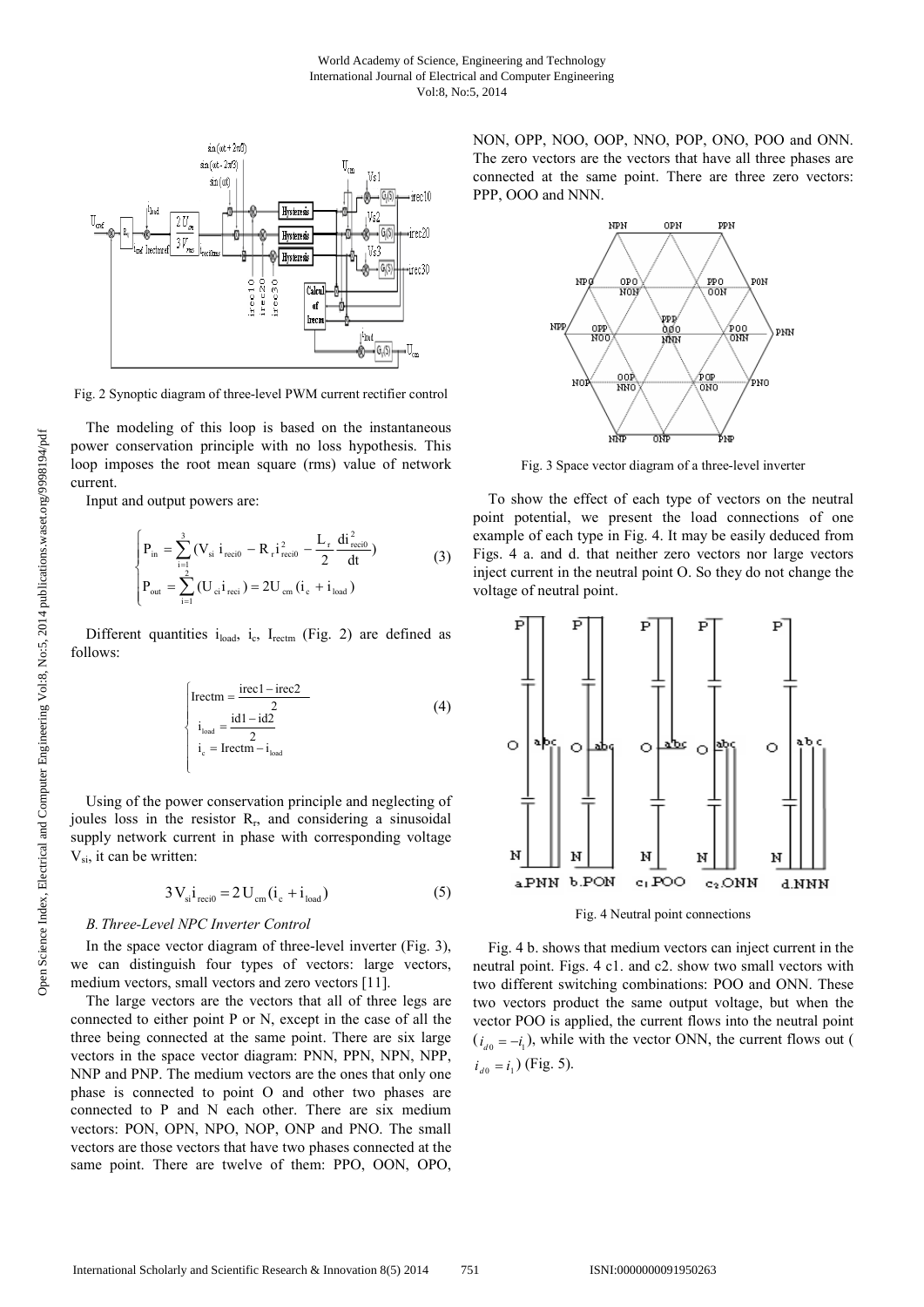Fig. 2 Synoptic diagram of three-level PWM current rectifier control

The modeling of this loop is based on the instantaneous power conservation principle with no loss hypothesis. This loop imposes the root mean square (rms) value of network current.

Input and output powers are:

$$\begin{cases} P_{in} = \sum_{i=1}^{3} (V_{si}\, i_{reci0} - R_r i_{reci0}^2 - \frac{L_r}{2} \frac{di_{reci0}^2}{dt}) \\ P_{out} = \sum_{i=1}^{2} (U_{ci} i_{reci}) = 2U_{cm}(i_c + i_{load}) \end{cases} \tag{3}$$

Different quantities $i_{load}$, $i_c$, $I_{rectm}$ (Fig. 2) are defined as follows:

$$\begin{cases} \text{Irectm} = \frac{\text{irec1} - \text{irec2}}{2} \\ i_{load} = \frac{\text{id1} - \text{id2}}{2} \\ i_c = \text{Irectm} - i_{load} \end{cases} \tag{4}$$

Using of the power conservation principle and neglecting of joules loss in the resistor $R_r$, and considering a sinusoidal supply network current in phase with corresponding voltage $V_{si}$, it can be written:

$$3V_{si} i_{reci0} = 2U_{cm}(i_c + i_{load}) \tag{5}$$

### *B. Three-Level NPC Inverter Control*

In the space vector diagram of three-level inverter (Fig. 3), we can distinguish four types of vectors: large vectors, medium vectors, small vectors and zero vectors [11].

The large vectors are the vectors that all of three legs are connected to either point P or N, except in the case of all the three being connected at the same point. There are six large vectors in the space vector diagram: PNN, PPN, NPN, NPP, NNP and PNP. The medium vectors are the ones that only one phase is connected to point O and other two phases are connected to P and N each other. There are six medium vectors: PON, OPN, NPO, NOP, ONP and PNO. The small vectors are those vectors that have two phases connected at the same point. There are twelve of them: PPO, OON, OPO, NON, OPP, NOO, OOP, NNO, POP, ONO, POO and ONN. The zero vectors are the vectors that have all three phases are connected at the same point. There are three zero vectors: PPP, OOO and NNN.

Fig. 3 Space vector diagram of a three-level inverter

To show the effect of each type of vectors on the neutral point potential, we present the load connections of one example of each type in Fig. 4. It may be easily deduced from Figs. 4 a. and d. that neither zero vectors nor large vectors inject current in the neutral point O. So they do not change the voltage of neutral point.

Fig. 4 Neutral point connections

Fig. 4 b. shows that medium vectors can inject current in the neutral point. Figs. 4 c1. and c2. show two small vectors with two different switching combinations: POO and ONN. These two vectors product the same output voltage, but when the vector POO is applied, the current flows into the neutral point ($i_{d0} = -i_1$), while with the vector ONN, the current flows out ($i_{d0} = i_1$) (Fig. 5).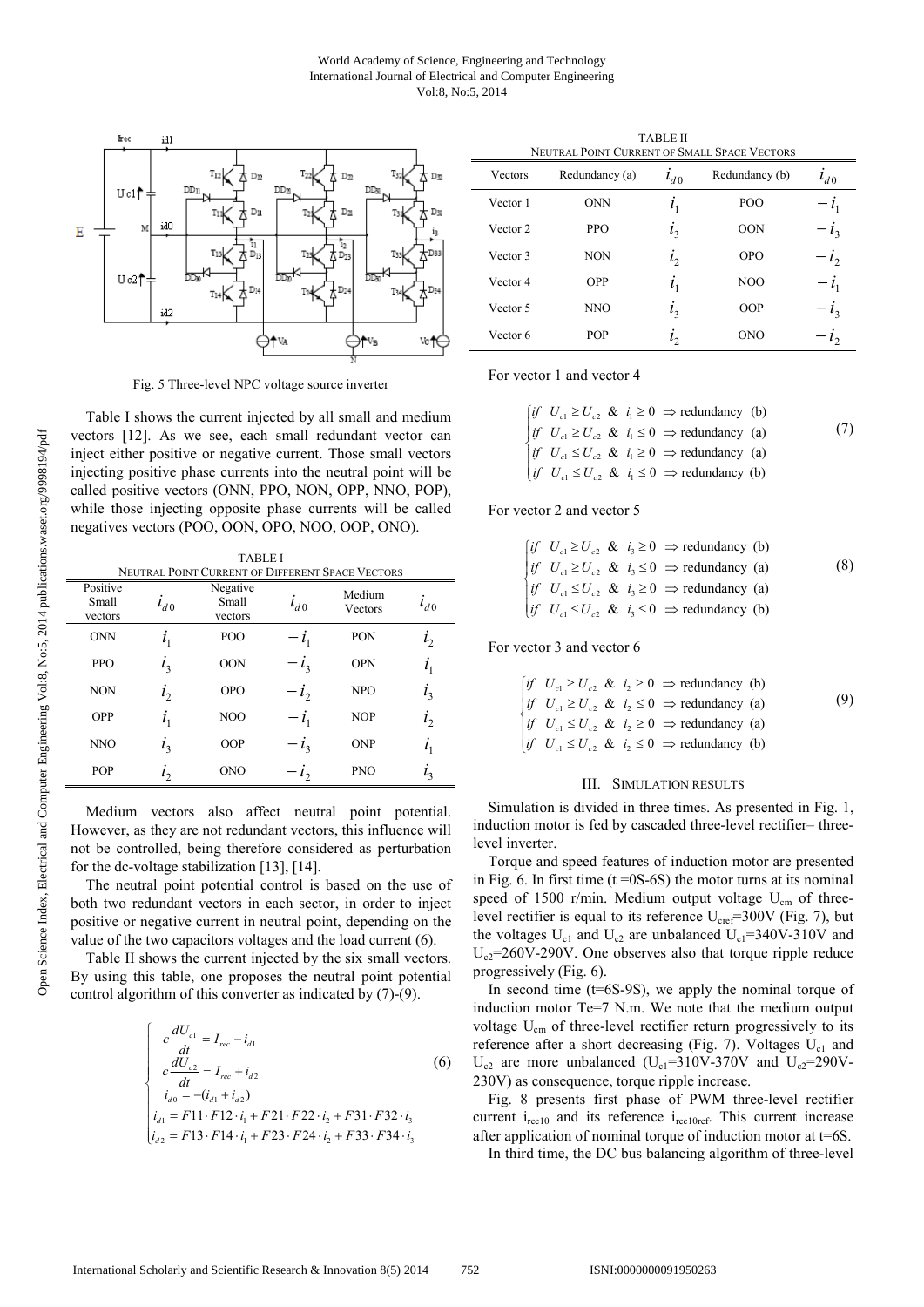Fig. 5 Three-level NPC voltage source inverter

Table I shows the current injected by all small and medium vectors [12]. As we see, each small redundant vector can inject either positive or negative current. Those small vectors injecting positive phase currents into the neutral point will be called positive vectors (ONN, PPO, NON, OPP, NNO, POP), while those injecting opposite phase currents will be called negatives vectors (POO, OON, OPO, NOO, OOP, ONO).

TABLE I
NEUTRAL POINT CURRENT OF DIFFERENT SPACE VECTORS

| Positive Small vectors | $i_{d0}$ | Negative Small vectors | $i_{d0}$ | Medium Vectors | $i_{d0}$ |
|---|---|---|---|---|---|
| ONN | $i_1$ | POO | $-i_1$ | PON | $i_2$ |
| PPO | $i_3$ | OON | $-i_3$ | OPN | $i_1$ |
| NON | $i_2$ | OPO | $-i_2$ | NPO | $i_3$ |
| OPP | $i_1$ | NOO | $-i_1$ | NOP | $i_2$ |
| NNO | $i_3$ | OOP | $-i_3$ | ONP | $i_1$ |
| POP | $i_2$ | ONO | $-i_2$ | PNO | $i_3$ |

Medium vectors also affect neutral point potential. However, as they are not redundant vectors, this influence will not be controlled, being therefore considered as perturbation for the dc-voltage stabilization [13], [14].

The neutral point potential control is based on the use of both two redundant vectors in each sector, in order to inject positive or negative current in neutral point, depending on the value of the two capacitors voltages and the load current (6).

Table II shows the current injected by the six small vectors. By using this table, one proposes the neutral point potential control algorithm of this converter as indicated by (7)-(9).

$$\begin{cases} c\dfrac{dU_{c1}}{dt} = I_{rec} - i_{d1} \\ c\dfrac{dU_{c2}}{dt} = I_{rec} + i_{d2} \\ i_{d0} = -(i_{d1} + i_{d2}) \\ i_{d1} = F11 \cdot F12 \cdot i_1 + F21 \cdot F22 \cdot i_2 + F31 \cdot F32 \cdot i_3 \\ i_{d2} = F13 \cdot F14 \cdot i_1 + F23 \cdot F24 \cdot i_2 + F33 \cdot F34 \cdot i_3 \end{cases} \tag{6}$$

TABLE II
NEUTRAL POINT CURRENT OF SMALL SPACE VECTORS

| Vectors | Redundancy (a) | $i_{d0}$ | Redundancy (b) | $i_{d0}$ |
|---|---|---|---|---|
| Vector 1 | ONN | $i_1$ | POO | $-i_1$ |
| Vector 2 | PPO | $i_3$ | OON | $-i_3$ |
| Vector 3 | NON | $i_2$ | OPO | $-i_2$ |
| Vector 4 | OPP | $i_1$ | NOO | $-i_1$ |
| Vector 5 | NNO | $i_3$ | OOP | $-i_3$ |
| Vector 6 | POP | $i_2$ | ONO | $-i_2$ |

For vector 1 and vector 4

$$\begin{cases} if \;\; U_{c1} \geq U_{c2} \;\;\&\;\; i_1 \geq 0 \;\Rightarrow \text{redundancy (b)} \\ if \;\; U_{c1} \geq U_{c2} \;\;\&\;\; i_1 \leq 0 \;\Rightarrow \text{redundancy (a)} \\ if \;\; U_{c1} \leq U_{c2} \;\;\&\;\; i_1 \geq 0 \;\Rightarrow \text{redundancy (a)} \\ if \;\; U_{c1} \leq U_{c2} \;\;\&\;\; i_1 \leq 0 \;\Rightarrow \text{redundancy (b)} \end{cases} \tag{7}$$

For vector 2 and vector 5

$$\begin{cases} if \;\; U_{c1} \geq U_{c2} \;\;\&\;\; i_3 \geq 0 \;\Rightarrow \text{redundancy (b)} \\ if \;\; U_{c1} \geq U_{c2} \;\;\&\;\; i_3 \leq 0 \;\Rightarrow \text{redundancy (a)} \\ if \;\; U_{c1} \leq U_{c2} \;\;\&\;\; i_3 \geq 0 \;\Rightarrow \text{redundancy (a)} \\ if \;\; U_{c1} \leq U_{c2} \;\;\&\;\; i_3 \leq 0 \;\Rightarrow \text{redundancy (b)} \end{cases} \tag{8}$$

For vector 3 and vector 6

$$\begin{cases} if \;\; U_{c1} \geq U_{c2} \;\;\&\;\; i_2 \geq 0 \;\Rightarrow \text{redundancy (b)} \\ if \;\; U_{c1} \geq U_{c2} \;\;\&\;\; i_2 \leq 0 \;\Rightarrow \text{redundancy (a)} \\ if \;\; U_{c1} \leq U_{c2} \;\;\&\;\; i_2 \geq 0 \;\Rightarrow \text{redundancy (a)} \\ if \;\; U_{c1} \leq U_{c2} \;\;\&\;\; i_2 \leq 0 \;\Rightarrow \text{redundancy (b)} \end{cases} \tag{9}$$

## III. Simulation Results

Simulation is divided in three times. As presented in Fig. 1, induction motor is fed by cascaded three-level rectifier– three-level inverter.

Torque and speed features of induction motor are presented in Fig. 6. In first time (t =0S-6S) the motor turns at its nominal speed of 1500 r/min. Medium output voltage $U_{cm}$ of three-level rectifier is equal to its reference $U_{cref}$=300V (Fig. 7), but the voltages $U_{c1}$ and $U_{c2}$ are unbalanced $U_{c1}$=340V-310V and $U_{c2}$=260V-290V. One observes also that torque ripple reduce progressively (Fig. 6).

In second time (t=6S-9S), we apply the nominal torque of induction motor Te=7 N.m. We note that the medium output voltage $U_{cm}$ of three-level rectifier return progressively to its reference after a short decreasing (Fig. 7). Voltages $U_{c1}$ and $U_{c2}$ are more unbalanced ($U_{c1}$=310V-370V and $U_{c2}$=290V-230V) as consequence, torque ripple increase.

Fig. 8 presents first phase of PWM three-level rectifier current $i_{rec10}$ and its reference $i_{rec10ref}$. This current increase after application of nominal torque of induction motor at t=6S.

In third time, the DC bus balancing algorithm of three-level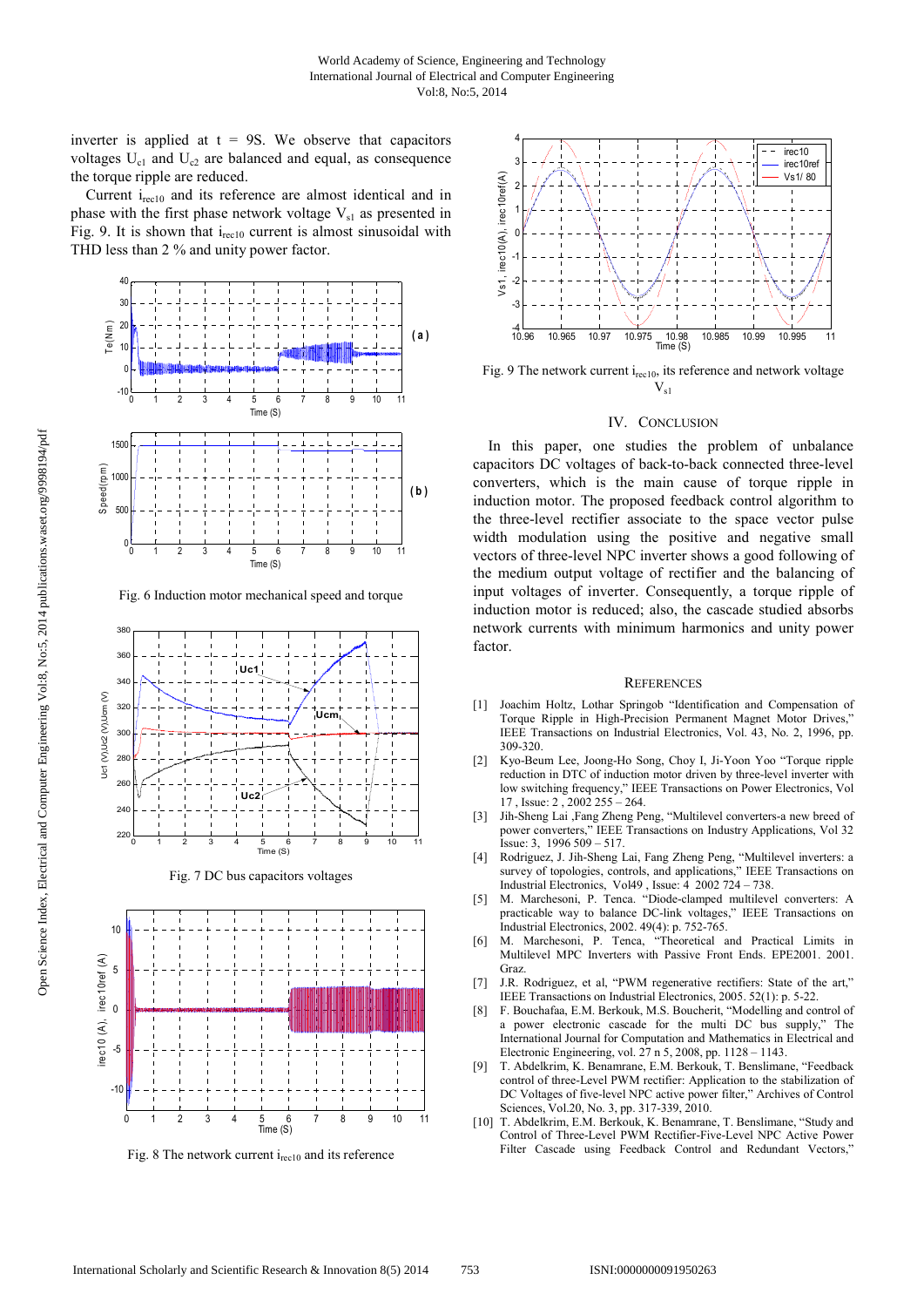inverter is applied at t = 9S. We observe that capacitors voltages $U_{c1}$ and $U_{c2}$ are balanced and equal, as consequence the torque ripple are reduced.

Current $i_{rec10}$ and its reference are almost identical and in phase with the first phase network voltage $V_{s1}$ as presented in Fig. 9. It is shown that $i_{rec10}$ current is almost sinusoidal with THD less than 2 % and unity power factor.

Fig. 6 Induction motor mechanical speed and torque

Fig. 7 DC bus capacitors voltages

Fig. 8 The network current $i_{rec10}$ and its reference

Fig. 9 The network current $i_{rec10}$, its reference and network voltage $V_{s1}$

## IV. Conclusion

In this paper, one studies the problem of unbalance capacitors DC voltages of back-to-back connected three-level converters, which is the main cause of torque ripple in induction motor. The proposed feedback control algorithm to the three-level rectifier associate to the space vector pulse width modulation using the positive and negative small vectors of three-level NPC inverter shows a good following of the medium output voltage of rectifier and the balancing of input voltages of inverter. Consequently, a torque ripple of induction motor is reduced; also, the cascade studied absorbs network currents with minimum harmonics and unity power factor.

## References

[1] Joachim Holtz, Lothar Springob "Identification and Compensation of Torque Ripple in High-Precision Permanent Magnet Motor Drives," IEEE Transactions on Industrial Electronics, Vol. 43, No. 2, 1996, pp. 309-320.

[2] Kyo-Beum Lee, Joong-Ho Song, Choy I, Ji-Yoon Yoo "Torque ripple reduction in DTC of induction motor driven by three-level inverter with low switching frequency," IEEE Transactions on Power Electronics, Vol 17 , Issue: 2 , 2002 255 – 264.

[3] Jih-Sheng Lai ,Fang Zheng Peng, "Multilevel converters-a new breed of power converters," IEEE Transactions on Industry Applications, Vol 32 Issue: 3, 1996 509 – 517.

[4] Rodriguez, J. Jih-Sheng Lai, Fang Zheng Peng, "Multilevel inverters: a survey of topologies, controls, and applications," IEEE Transactions on Industrial Electronics, Vol49 , Issue: 4 2002 724 – 738.

[5] M. Marchesoni, P. Tenca. "Diode-clamped multilevel converters: A practicable way to balance DC-link voltages," IEEE Transactions on Industrial Electronics, 2002. 49(4): p. 752-765.

[6] M. Marchesoni, P. Tenca, "Theoretical and Practical Limits in Multilevel MPC Inverters with Passive Front Ends. EPE2001. 2001. Graz.

[7] J.R. Rodriguez, et al, "PWM regenerative rectifiers: State of the art," IEEE Transactions on Industrial Electronics, 2005. 52(1): p. 5-22.

[8] F. Bouchafaa, E.M. Berkouk, M.S. Boucherit, "Modelling and control of a power electronic cascade for the multi DC bus supply," The International Journal for Computation and Mathematics in Electrical and Electronic Engineering, vol. 27 n 5, 2008, pp. 1128 – 1143.

[9] T. Abdelkrim, K. Benamrane, E.M. Berkouk, T. Benslimane, "Feedback control of three-Level PWM rectifier: Application to the stabilization of DC Voltages of five-level NPC active power filter," Archives of Control Sciences, Vol.20, No. 3, pp. 317-339, 2010.

[10] T. Abdelkrim, E.M. Berkouk, K. Benamrane, T. Benslimane, "Study and Control of Three-Level PWM Rectifier-Five-Level NPC Active Power Filter Cascade using Feedback Control and Redundant Vectors,"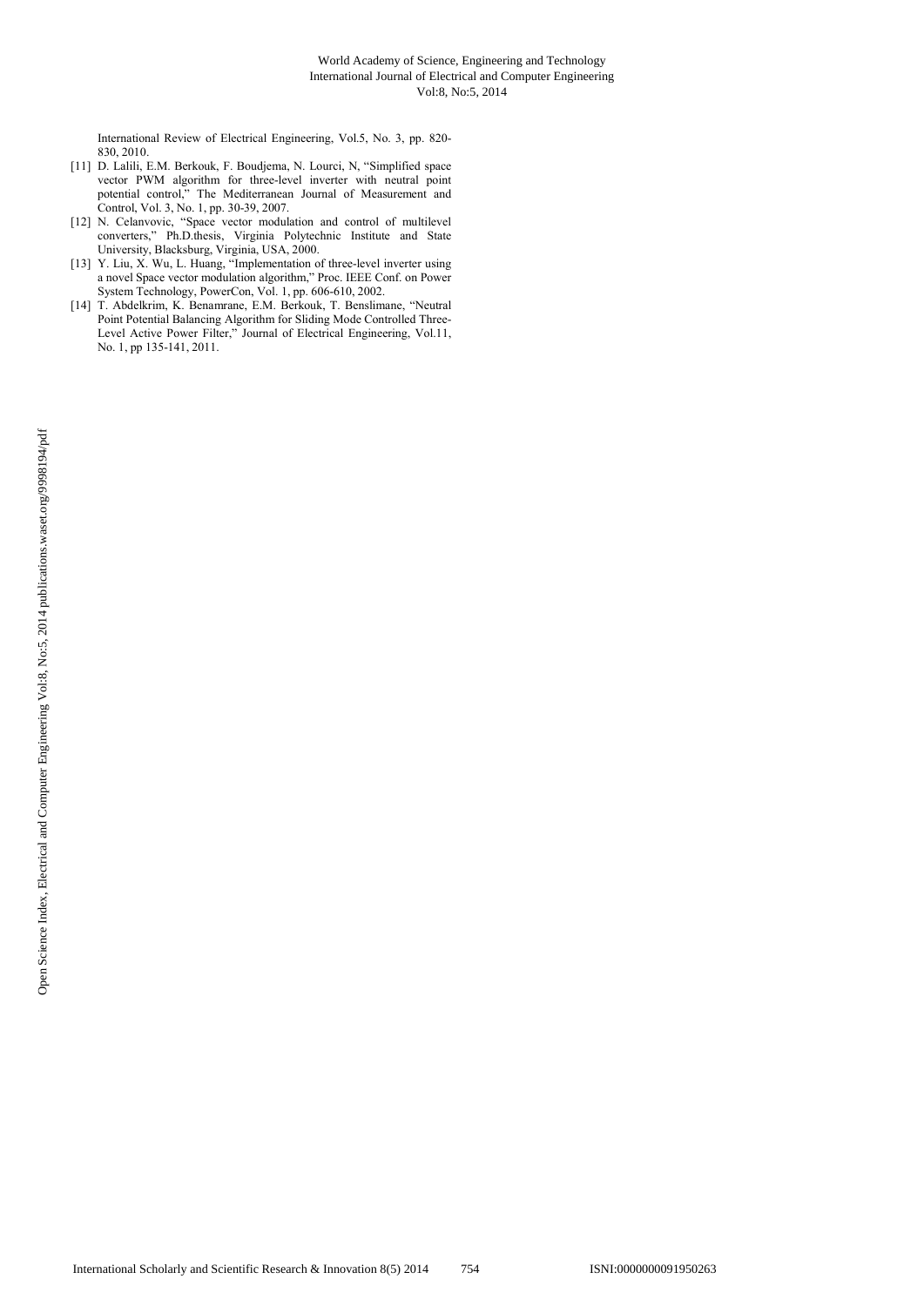International Review of Electrical Engineering, Vol.5, No. 3, pp. 820-830, 2010.

[11] D. Lalili, E.M. Berkouk, F. Boudjema, N. Lourci, N, "Simplified space vector PWM algorithm for three-level inverter with neutral point potential control," The Mediterranean Journal of Measurement and Control, Vol. 3, No. 1, pp. 30-39, 2007.

[12] N. Celanvovic, "Space vector modulation and control of multilevel converters," Ph.D.thesis, Virginia Polytechnic Institute and State University, Blacksburg, Virginia, USA, 2000.

[13] Y. Liu, X. Wu, L. Huang, "Implementation of three-level inverter using a novel Space vector modulation algorithm," Proc. IEEE Conf. on Power System Technology, PowerCon, Vol. 1, pp. 606-610, 2002.

[14] T. Abdelkrim, K. Benamrane, E.M. Berkouk, T. Benslimane, "Neutral Point Potential Balancing Algorithm for Sliding Mode Controlled Three-Level Active Power Filter," Journal of Electrical Engineering, Vol.11, No. 1, pp 135-141, 2011.